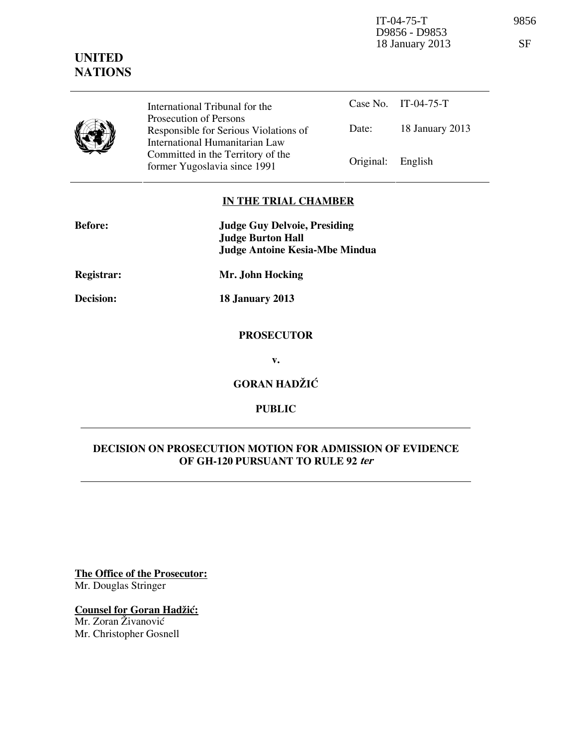IT-04-75-T D9856 - D9853 18 January 2013 9856 SF

**UNITED NATIONS**

| | International Tribunal for the Prosecution of Persons Responsible for Serious Violations of International Humanitarian Law Committed in the Territory of the former Yugoslavia since 1991 | Case No. | IT-04-75-T |
|---|---|---|---|
| | | Date: | 18 January 2013 |
| | | Original: | English |

**IN THE TRIAL CHAMBER**

**Before:** **Judge Guy Delvoie, Presiding**
**Judge Burton Hall**
**Judge Antoine Kesia-Mbe Mindua**

**Registrar:** **Mr. John Hocking**

**Decision:** **18 January 2013**

**PROSECUTOR**

**v.**

**GORAN HADŽIĆ**

**PUBLIC**

**DECISION ON PROSECUTION MOTION FOR ADMISSION OF EVIDENCE OF GH-120 PURSUANT TO RULE 92 *ter***

**The Office of the Prosecutor:**
Mr. Douglas Stringer

**Counsel for Goran Hadžić:**
Mr. Zoran Živanović
Mr. Christopher Gosnell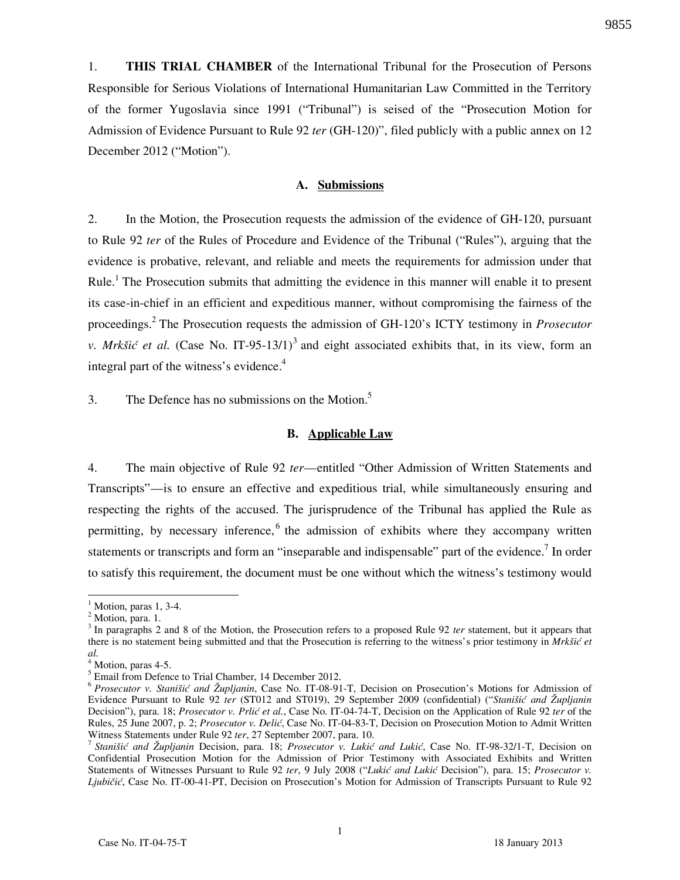1. **THIS TRIAL CHAMBER** of the International Tribunal for the Prosecution of Persons Responsible for Serious Violations of International Humanitarian Law Committed in the Territory of the former Yugoslavia since 1991 ("Tribunal") is seised of the "Prosecution Motion for Admission of Evidence Pursuant to Rule 92 *ter* (GH-120)", filed publicly with a public annex on 12 December 2012 ("Motion").

### A. Submissions

2. In the Motion, the Prosecution requests the admission of the evidence of GH-120, pursuant to Rule 92 *ter* of the Rules of Procedure and Evidence of the Tribunal ("Rules"), arguing that the evidence is probative, relevant, and reliable and meets the requirements for admission under that Rule.[1] The Prosecution submits that admitting the evidence in this manner will enable it to present its case-in-chief in an efficient and expeditious manner, without compromising the fairness of the proceedings.[2] The Prosecution requests the admission of GH-120's ICTY testimony in *Prosecutor v. Mrkšić et al.* (Case No. IT-95-13/1)[3] and eight associated exhibits that, in its view, form an integral part of the witness's evidence.[4]

3. The Defence has no submissions on the Motion.[5]

### B. Applicable Law

4. The main objective of Rule 92 *ter*—entitled "Other Admission of Written Statements and Transcripts"—is to ensure an effective and expeditious trial, while simultaneously ensuring and respecting the rights of the accused. The jurisprudence of the Tribunal has applied the Rule as permitting, by necessary inference,[6] the admission of exhibits where they accompany written statements or transcripts and form an "inseparable and indispensable" part of the evidence.[7] In order to satisfy this requirement, the document must be one without which the witness's testimony would

---

[1] Motion, paras 1, 3-4.

[2] Motion, para. 1.

[3] In paragraphs 2 and 8 of the Motion, the Prosecution refers to a proposed Rule 92 *ter* statement, but it appears that there is no statement being submitted and that the Prosecution is referring to the witness's prior testimony in *Mrkšić et al.*

[4] Motion, paras 4-5.

[5] Email from Defence to Trial Chamber, 14 December 2012.

[6] *Prosecutor v. Stanišić and Župljanin*, Case No. IT-08-91-T, Decision on Prosecution's Motions for Admission of Evidence Pursuant to Rule 92 *ter* (ST012 and ST019), 29 September 2009 (confidential) ("*Stanišić and Župljanin* Decision"), para. 18; *Prosecutor v. Prlić et al.*, Case No. IT-04-74-T, Decision on the Application of Rule 92 *ter* of the Rules, 25 June 2007, p. 2; *Prosecutor v. Delić*, Case No. IT-04-83-T, Decision on Prosecution Motion to Admit Written Witness Statements under Rule 92 *ter*, 27 September 2007, para. 10.

[7] *Stanišić and Župljanin* Decision, para. 18; *Prosecutor v. Lukić and Lukić*, Case No. IT-98-32/1-T, Decision on Confidential Prosecution Motion for the Admission of Prior Testimony with Associated Exhibits and Written Statements of Witnesses Pursuant to Rule 92 *ter*, 9 July 2008 ("*Lukić and Lukić* Decision"), para. 15; *Prosecutor v. Ljubičić*, Case No. IT-00-41-PT, Decision on Prosecution's Motion for Admission of Transcripts Pursuant to Rule 92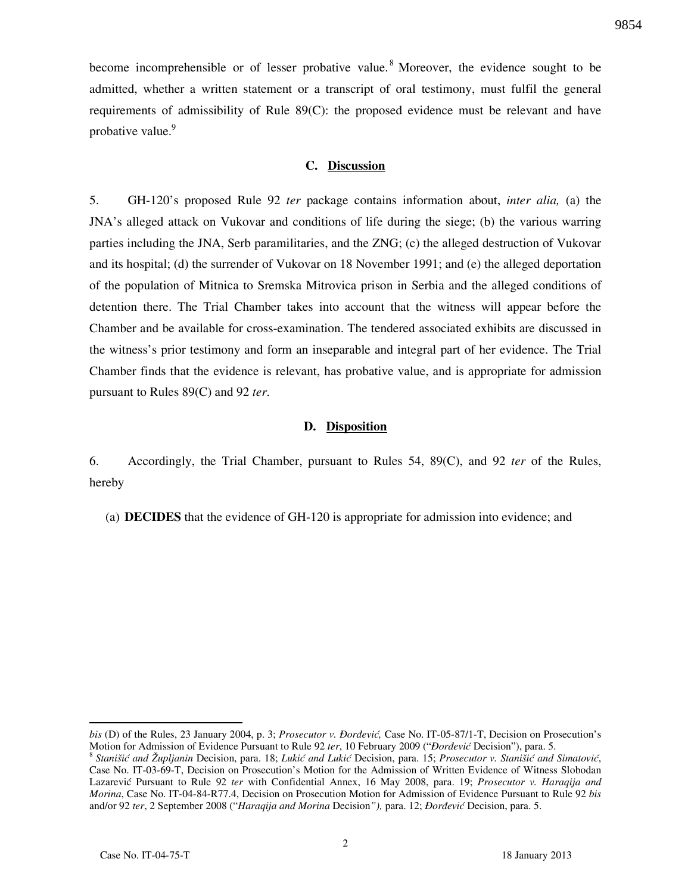become incomprehensible or of lesser probative value.[8] Moreover, the evidence sought to be admitted, whether a written statement or a transcript of oral testimony, must fulfil the general requirements of admissibility of Rule 89(C): the proposed evidence must be relevant and have probative value.[9]

### C. Discussion

5. GH-120's proposed Rule 92 *ter* package contains information about, *inter alia,* (a) the JNA's alleged attack on Vukovar and conditions of life during the siege; (b) the various warring parties including the JNA, Serb paramilitaries, and the ZNG; (c) the alleged destruction of Vukovar and its hospital; (d) the surrender of Vukovar on 18 November 1991; and (e) the alleged deportation of the population of Mitnica to Sremska Mitrovica prison in Serbia and the alleged conditions of detention there. The Trial Chamber takes into account that the witness will appear before the Chamber and be available for cross-examination. The tendered associated exhibits are discussed in the witness's prior testimony and form an inseparable and integral part of her evidence. The Trial Chamber finds that the evidence is relevant, has probative value, and is appropriate for admission pursuant to Rules 89(C) and 92 *ter*.

### D. Disposition

6. Accordingly, the Trial Chamber, pursuant to Rules 54, 89(C), and 92 *ter* of the Rules, hereby

(a) **DECIDES** that the evidence of GH-120 is appropriate for admission into evidence; and

---

*bis* (D) of the Rules, 23 January 2004, p. 3; *Prosecutor v. Đorđević,* Case No. IT-05-87/1-T, Decision on Prosecution's Motion for Admission of Evidence Pursuant to Rule 92 *ter*, 10 February 2009 ("*Đorđević* Decision"), para. 5.

[8] *Stanišić and Župljanin* Decision, para. 18; *Lukić and Lukić* Decision, para. 15; *Prosecutor v. Stanišić and Simatović*, Case No. IT-03-69-T, Decision on Prosecution's Motion for the Admission of Written Evidence of Witness Slobodan Lazarević Pursuant to Rule 92 *ter* with Confidential Annex, 16 May 2008, para. 19; *Prosecutor v. Haraqija and Morina*, Case No. IT-04-84-R77.4, Decision on Prosecution Motion for Admission of Evidence Pursuant to Rule 92 *bis* and/or 92 *ter*, 2 September 2008 ("*Haraqija and Morina* Decision"), para. 12; *Đorđević* Decision, para. 5.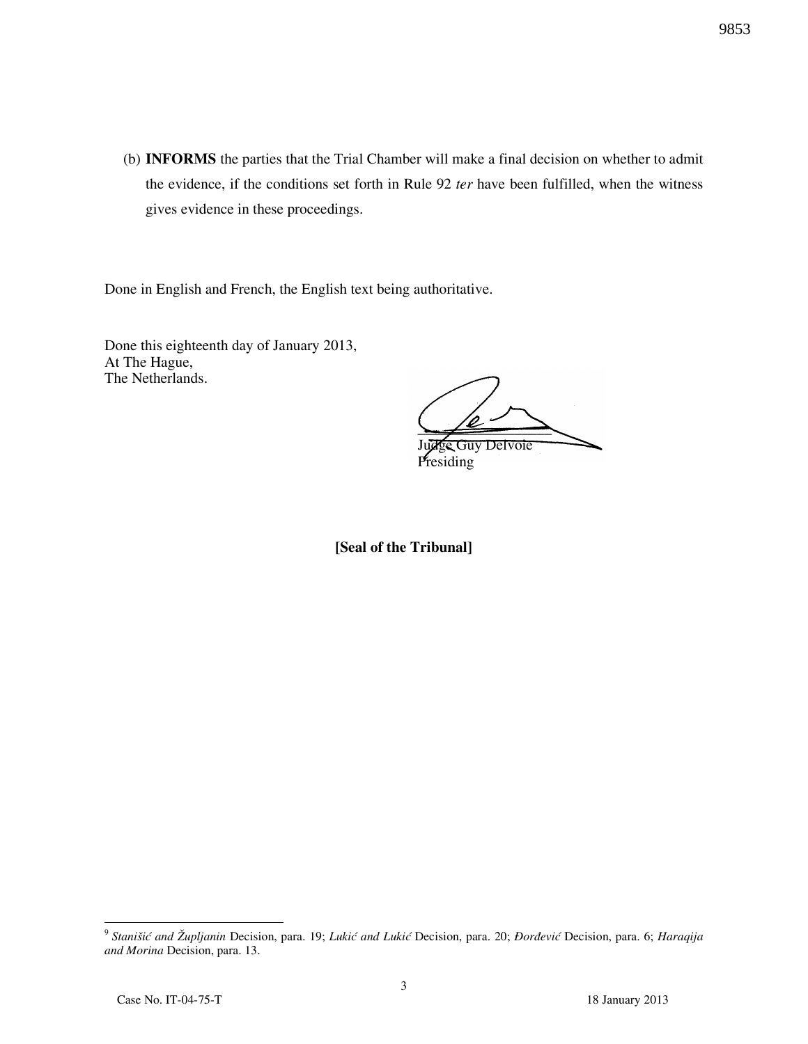(b) **INFORMS** the parties that the Trial Chamber will make a final decision on whether to admit the evidence, if the conditions set forth in Rule 92 *ter* have been fulfilled, when the witness gives evidence in these proceedings.

Done in English and French, the English text being authoritative.

Done this eighteenth day of January 2013,
At The Hague,
The Netherlands.

Judge Guy Delvoie
Presiding

**[Seal of the Tribunal]**

---

[9] *Stanišić and Župljanin* Decision, para. 19; *Lukić and Lukić* Decision, para. 20; *Đorđević* Decision, para. 6; *Haraqija and Morina* Decision, para. 13.